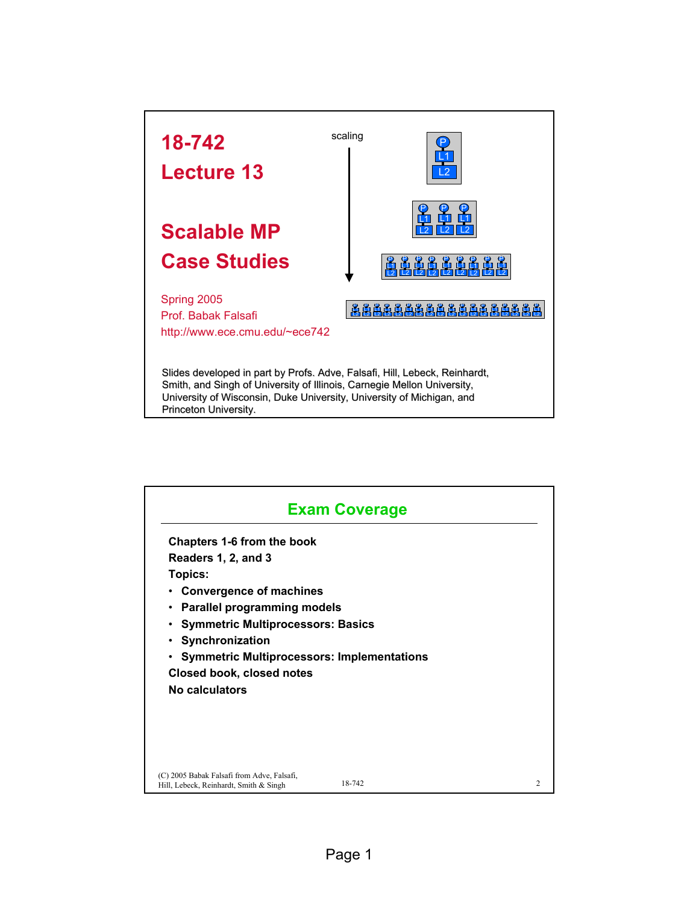# 18-742 Lecture 13

# Scalable MP Case Studies

scaling

Spring 2005
Prof. Babak Falsafi
http://www.ece.cmu.edu/~ece742

Slides developed in part by Profs. Adve, Falsafi, Hill, Lebeck, Reinhardt, Smith, and Singh of University of Illinois, Carnegie Mellon University, University of Wisconsin, Duke University, University of Michigan, and Princeton University.

## Exam Coverage

**Chapters 1-6 from the book**

**Readers 1, 2, and 3**

**Topics:**

- **Convergence of machines**
- **Parallel programming models**
- **Symmetric Multiprocessors: Basics**
- **Synchronization**
- **Symmetric Multiprocessors: Implementations**

**Closed book, closed notes**

**No calculators**

(C) 2005 Babak Falsafi from Adve, Falsafi, Hill, Lebeck, Reinhardt, Smith & Singh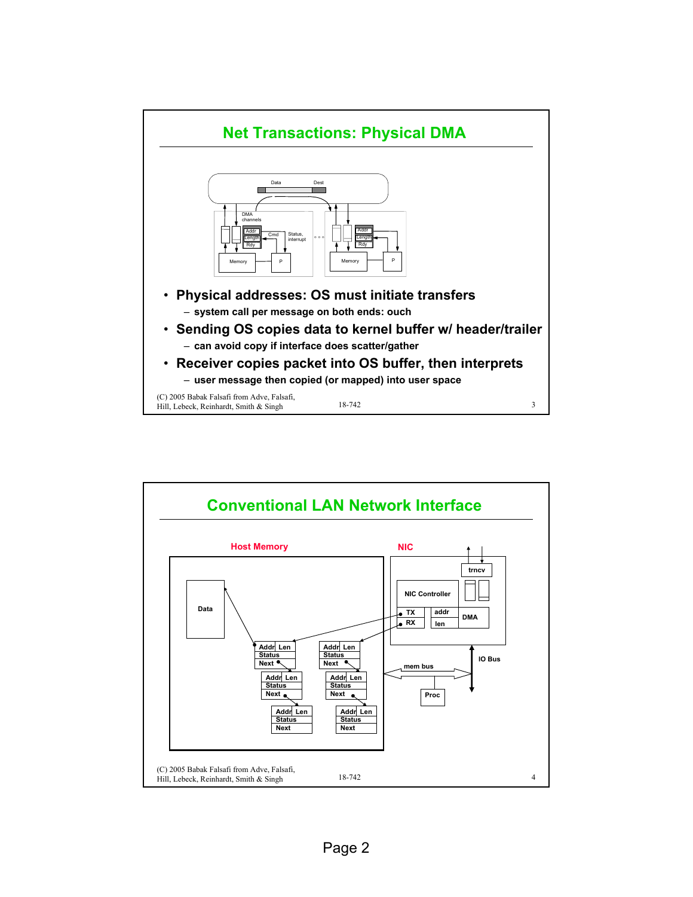## Net Transactions: Physical DMA

- **Physical addresses: OS must initiate transfers**
  - system call per message on both ends: ouch
- **Sending OS copies data to kernel buffer w/ header/trailer**
  - can avoid copy if interface does scatter/gather
- **Receiver copies packet into OS buffer, then interprets**
  - user message then copied (or mapped) into user space

(C) 2005 Babak Falsafi from Adve, Falsafi, Hill, Lebeck, Reinhardt, Smith & Singh — 18-742

## Conventional LAN Network Interface

(C) 2005 Babak Falsafi from Adve, Falsafi, Hill, Lebeck, Reinhardt, Smith & Singh — 18-742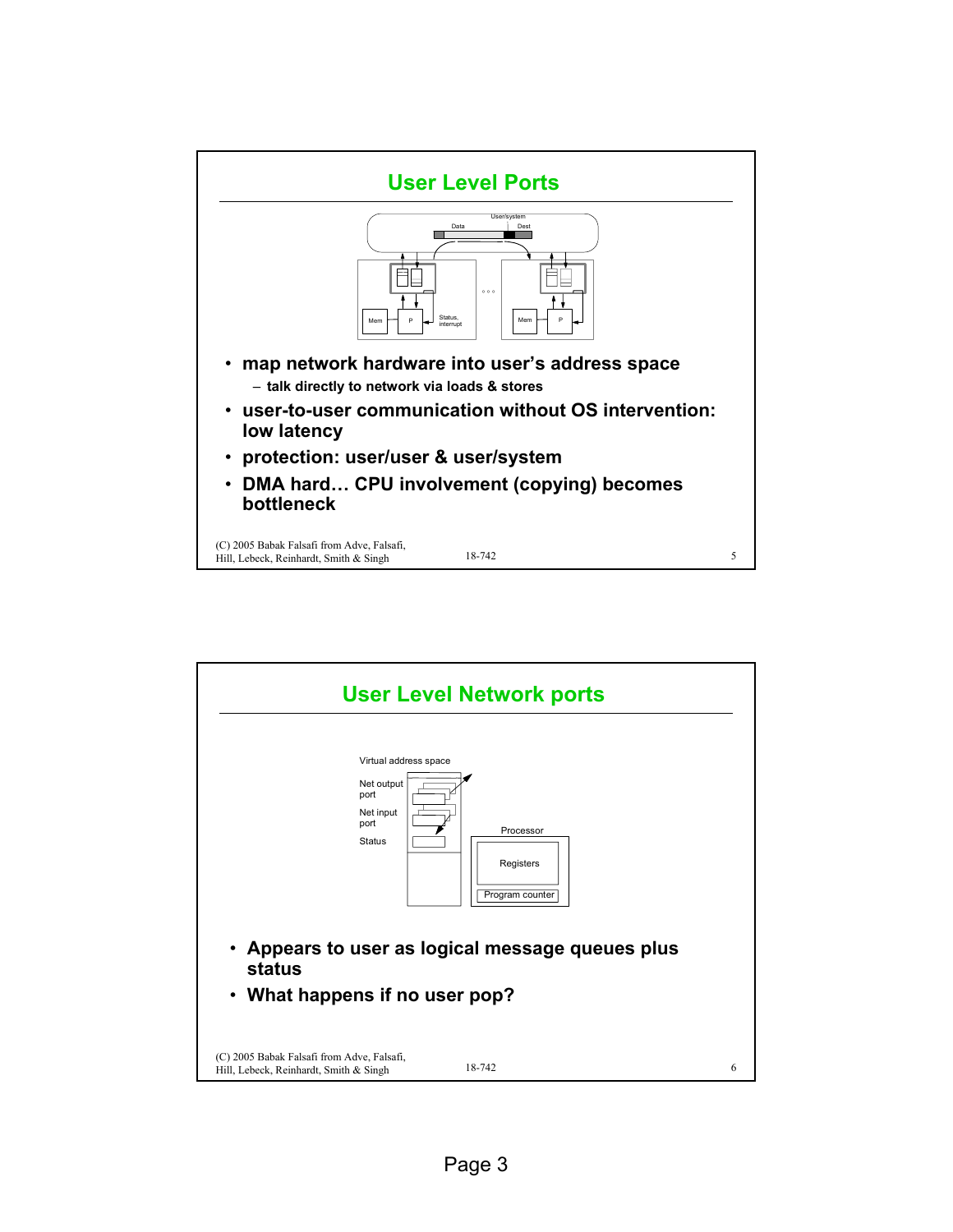## User Level Ports

- **map network hardware into user's address space**
  - **talk directly to network via loads & stores**
- **user-to-user communication without OS intervention: low latency**
- **protection: user/user & user/system**
- **DMA hard… CPU involvement (copying) becomes bottleneck**

(C) 2005 Babak Falsafi from Adve, Falsafi, Hill, Lebeck, Reinhardt, Smith & Singh

## User Level Network ports

- **Appears to user as logical message queues plus status**
- **What happens if no user pop?**

(C) 2005 Babak Falsafi from Adve, Falsafi, Hill, Lebeck, Reinhardt, Smith & Singh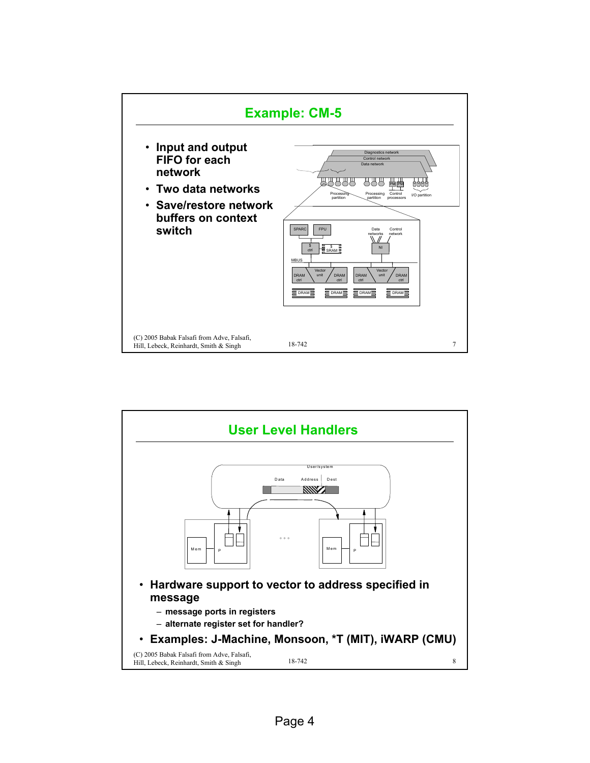## Example: CM-5

- Input and output FIFO for each network
- Two data networks
- Save/restore network buffers on context switch

## User Level Handlers

- Hardware support to vector to address specified in message
  - message ports in registers
  - alternate register set for handler?
- Examples: J-Machine, Monsoon, *T (MIT), iWARP (CMU)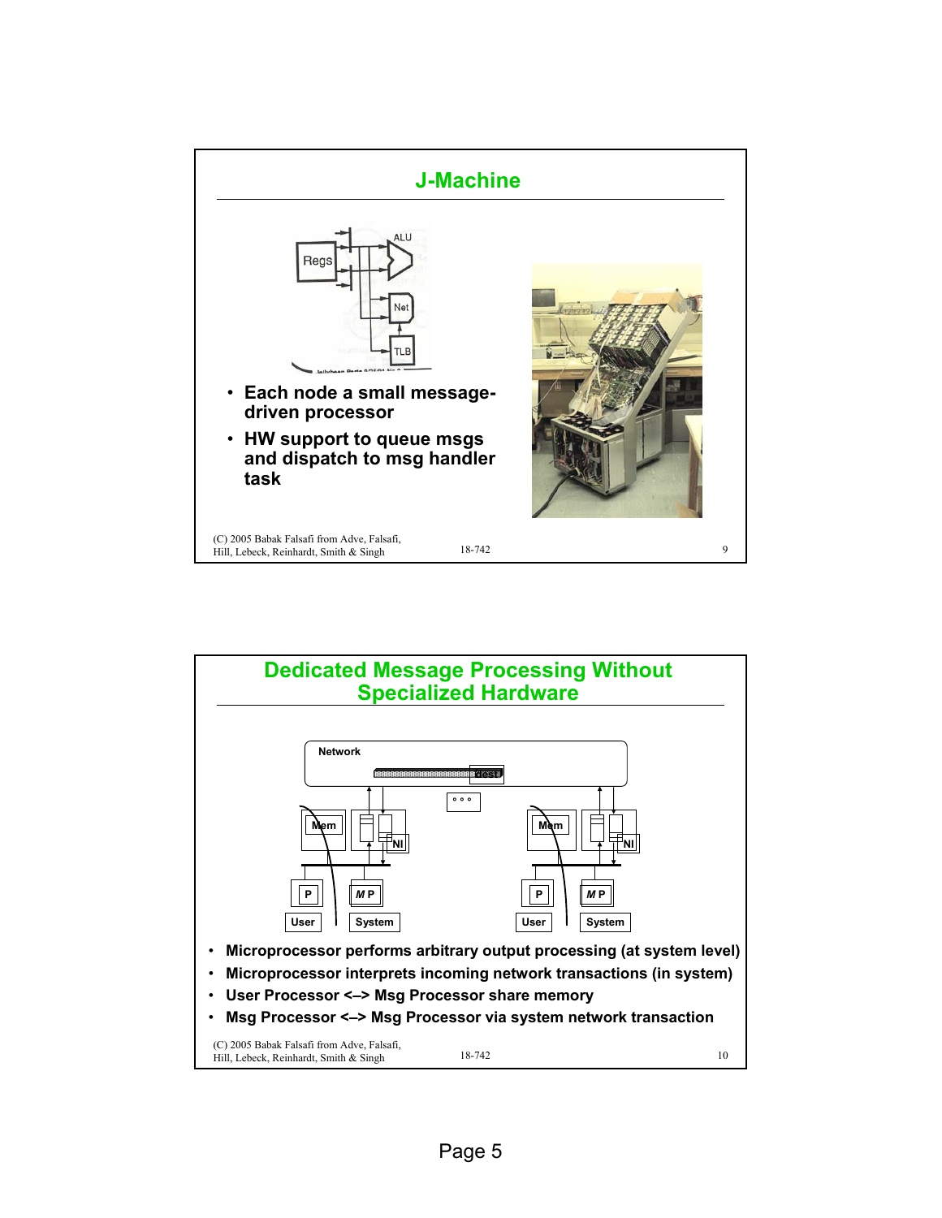## J-Machine

- Each node a small message-driven processor
- HW support to queue msgs and dispatch to msg handler task

## Dedicated Message Processing Without Specialized Hardware

- Microprocessor performs arbitrary output processing (at system level)
- Microprocessor interprets incoming network transactions (in system)
- User Processor <–> Msg Processor share memory
- Msg Processor <–> Msg Processor via system network transaction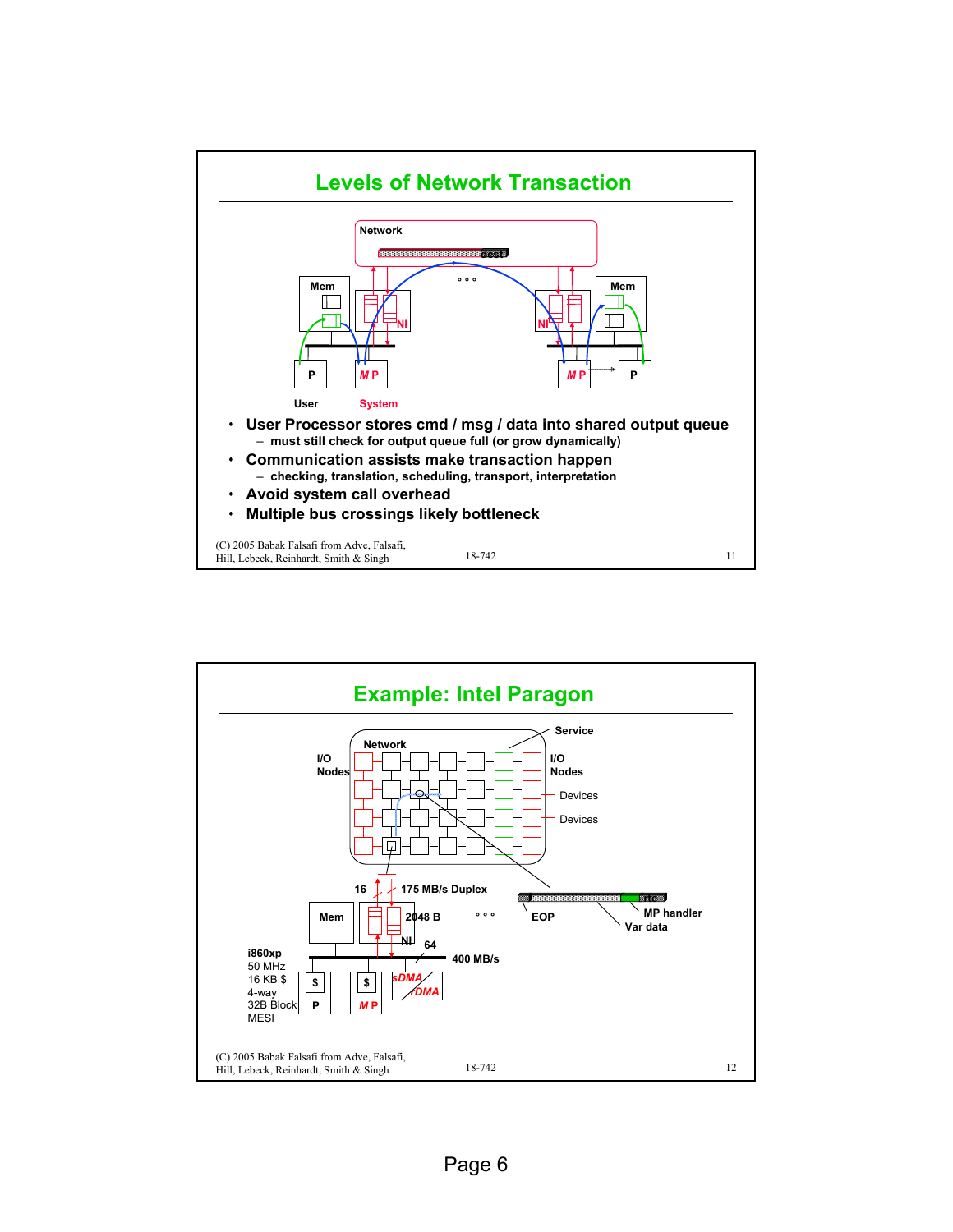## Levels of Network Transaction

- User Processor stores cmd / msg / data into shared output queue
  - must still check for output queue full (or grow dynamically)
- Communication assists make transaction happen
  - checking, translation, scheduling, transport, interpretation
- Avoid system call overhead
- Multiple bus crossings likely bottleneck

(C) 2005 Babak Falsafi from Adve, Falsafi, Hill, Lebeck, Reinhardt, Smith & Singh

## Example: Intel Paragon

(C) 2005 Babak Falsafi from Adve, Falsafi, Hill, Lebeck, Reinhardt, Smith & Singh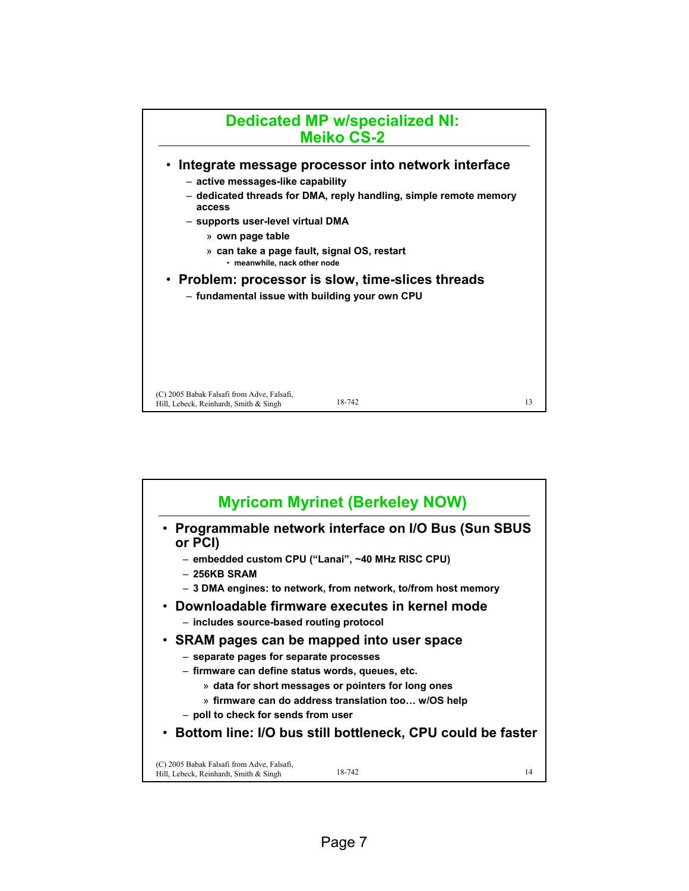## Dedicated MP w/specialized NI: Meiko CS-2

- **Integrate message processor into network interface**
  - active messages-like capability
  - dedicated threads for DMA, reply handling, simple remote memory access
  - supports user-level virtual DMA
    - » own page table
    - » can take a page fault, signal OS, restart
      - meanwhile, nack other node
- **Problem: processor is slow, time-slices threads**
  - fundamental issue with building your own CPU

## Myricom Myrinet (Berkeley NOW)

- **Programmable network interface on I/O Bus (Sun SBUS or PCI)**
  - embedded custom CPU ("Lanai", ~40 MHz RISC CPU)
  - 256KB SRAM
  - 3 DMA engines: to network, from network, to/from host memory
- **Downloadable firmware executes in kernel mode**
  - includes source-based routing protocol
- **SRAM pages can be mapped into user space**
  - separate pages for separate processes
  - firmware can define status words, queues, etc.
    - » data for short messages or pointers for long ones
    - » firmware can do address translation too… w/OS help
  - poll to check for sends from user
- **Bottom line: I/O bus still bottleneck, CPU could be faster**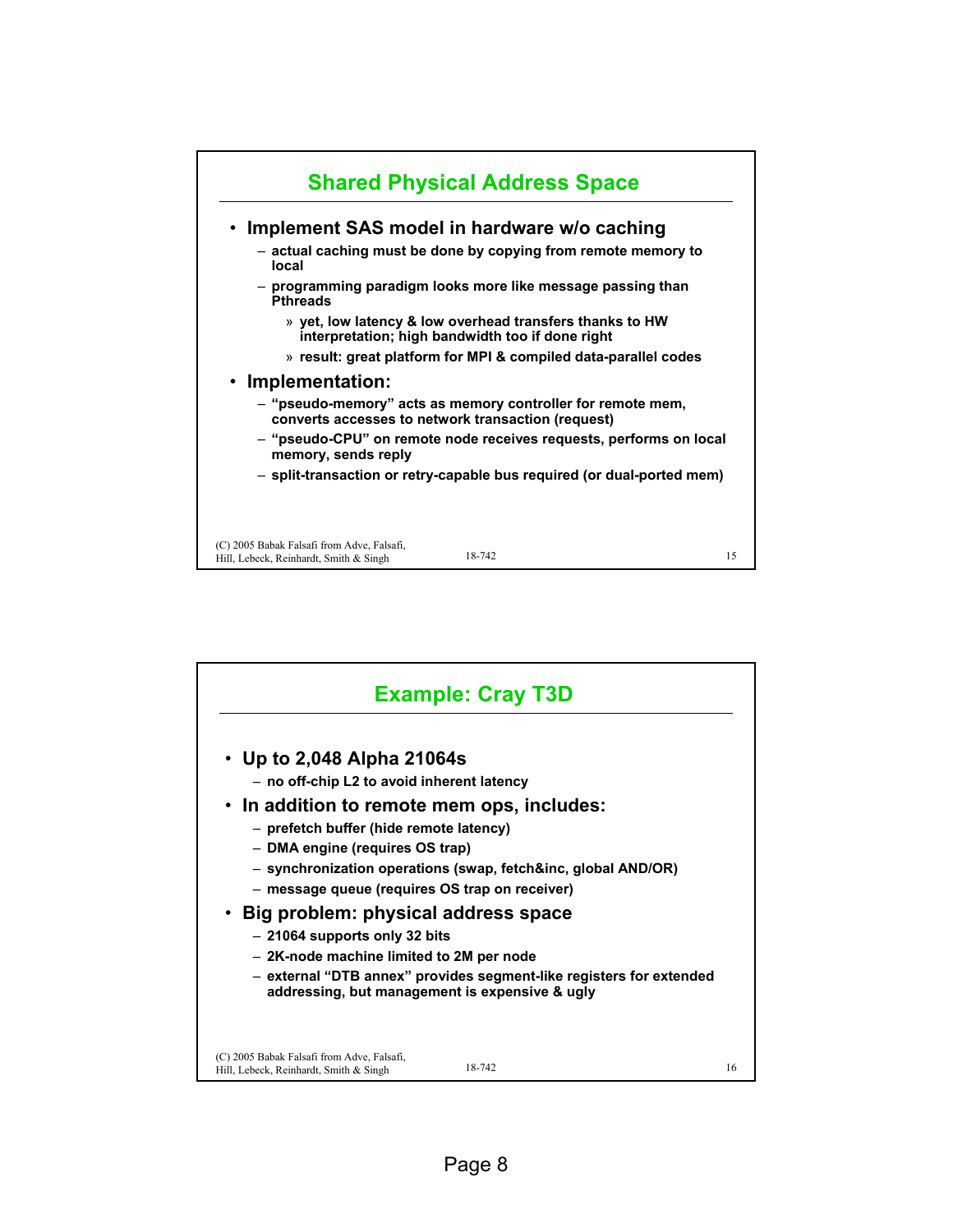## Shared Physical Address Space

- **Implement SAS model in hardware w/o caching**
  - actual caching must be done by copying from remote memory to local
  - programming paradigm looks more like message passing than Pthreads
    - » yet, low latency & low overhead transfers thanks to HW interpretation; high bandwidth too if done right
    - » result: great platform for MPI & compiled data-parallel codes
- **Implementation:**
  - "pseudo-memory" acts as memory controller for remote mem, converts accesses to network transaction (request)
  - "pseudo-CPU" on remote node receives requests, performs on local memory, sends reply
  - split-transaction or retry-capable bus required (or dual-ported mem)

## Example: Cray T3D

- **Up to 2,048 Alpha 21064s**
  - no off-chip L2 to avoid inherent latency
- **In addition to remote mem ops, includes:**
  - prefetch buffer (hide remote latency)
  - DMA engine (requires OS trap)
  - synchronization operations (swap, fetch&inc, global AND/OR)
  - message queue (requires OS trap on receiver)
- **Big problem: physical address space**
  - 21064 supports only 32 bits
  - 2K-node machine limited to 2M per node
  - external "DTB annex" provides segment-like registers for extended addressing, but management is expensive & ugly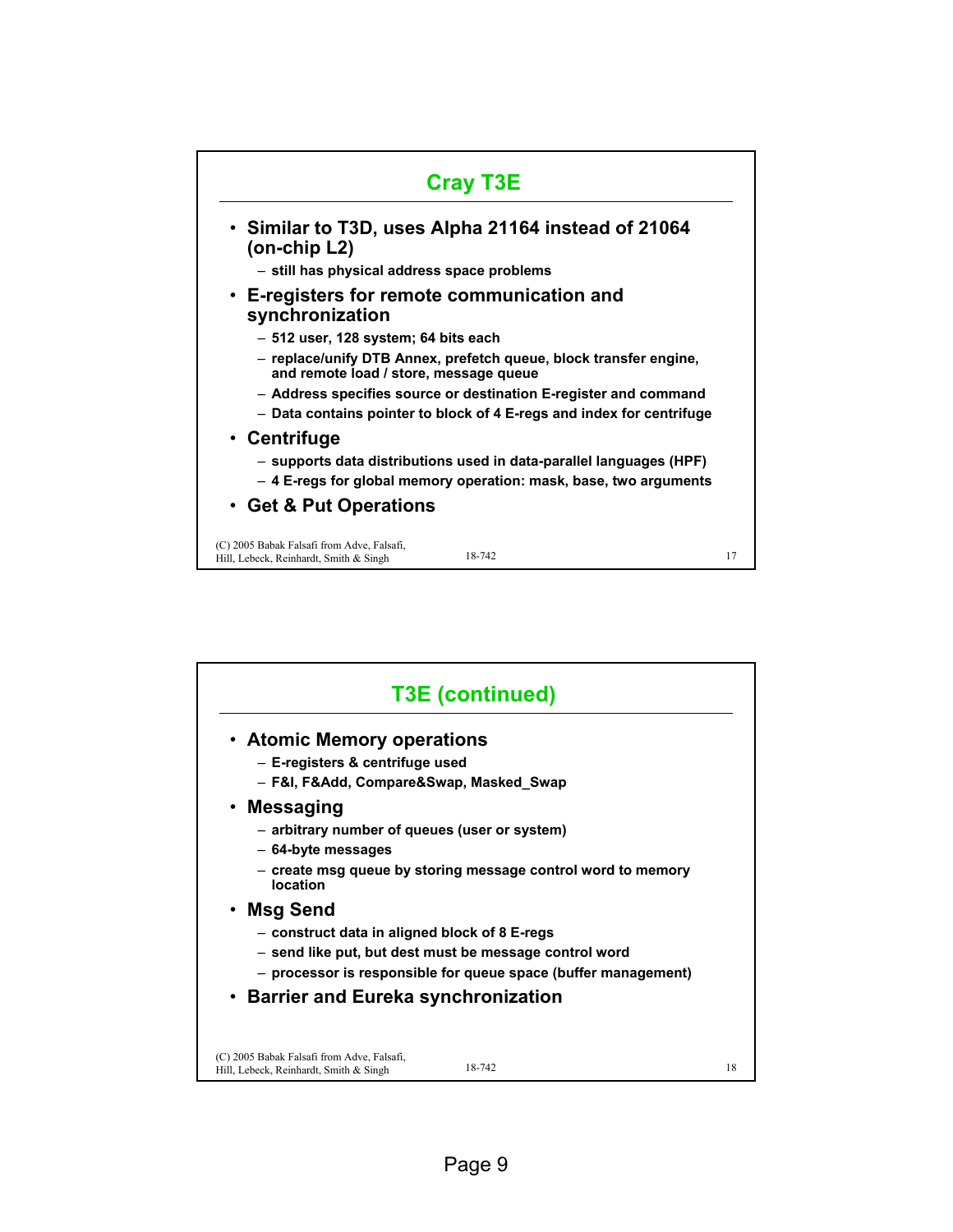## Cray T3E

- **Similar to T3D, uses Alpha 21164 instead of 21064 (on-chip L2)**
  - still has physical address space problems
- **E-registers for remote communication and synchronization**
  - 512 user, 128 system; 64 bits each
  - replace/unify DTB Annex, prefetch queue, block transfer engine, and remote load / store, message queue
  - Address specifies source or destination E-register and command
  - Data contains pointer to block of 4 E-regs and index for centrifuge
- **Centrifuge**
  - supports data distributions used in data-parallel languages (HPF)
  - 4 E-regs for global memory operation: mask, base, two arguments
- **Get & Put Operations**

## T3E (continued)

- **Atomic Memory operations**
  - E-registers & centrifuge used
  - F&I, F&Add, Compare&Swap, Masked_Swap
- **Messaging**
  - arbitrary number of queues (user or system)
  - 64-byte messages
  - create msg queue by storing message control word to memory location
- **Msg Send**
  - construct data in aligned block of 8 E-regs
  - send like put, but dest must be message control word
  - processor is responsible for queue space (buffer management)
- **Barrier and Eureka synchronization**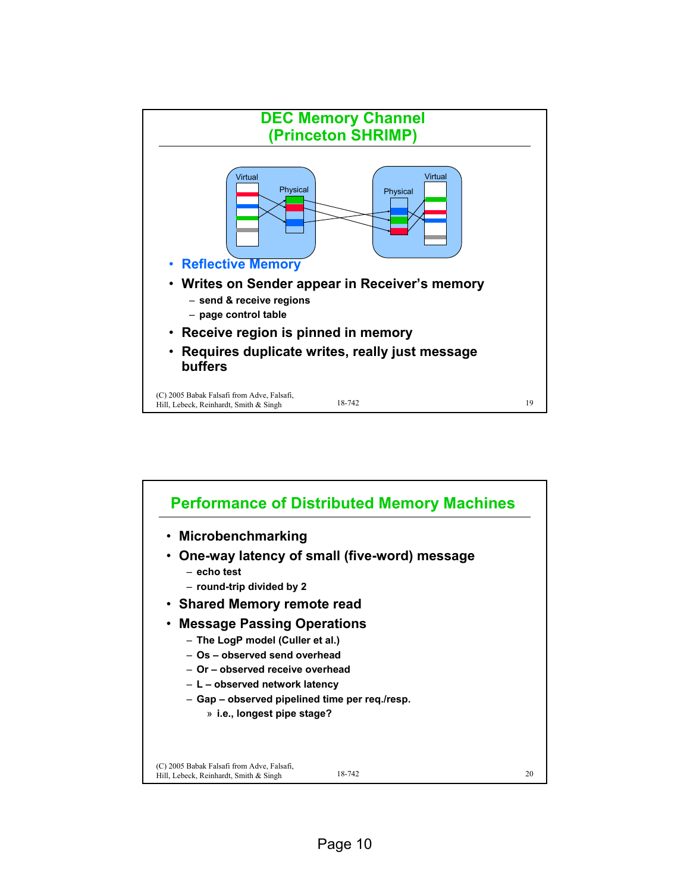## DEC Memory Channel (Princeton SHRIMP)

- Reflective Memory
- Writes on Sender appear in Receiver's memory
  - send & receive regions
  - page control table
- Receive region is pinned in memory
- Requires duplicate writes, really just message buffers

## Performance of Distributed Memory Machines

- Microbenchmarking
- One-way latency of small (five-word) message
  - echo test
  - round-trip divided by 2
- Shared Memory remote read
- Message Passing Operations
  - The LogP model (Culler et al.)
  - Os – observed send overhead
  - Or – observed receive overhead
  - L – observed network latency
  - Gap – observed pipelined time per req./resp.
    - » i.e., longest pipe stage?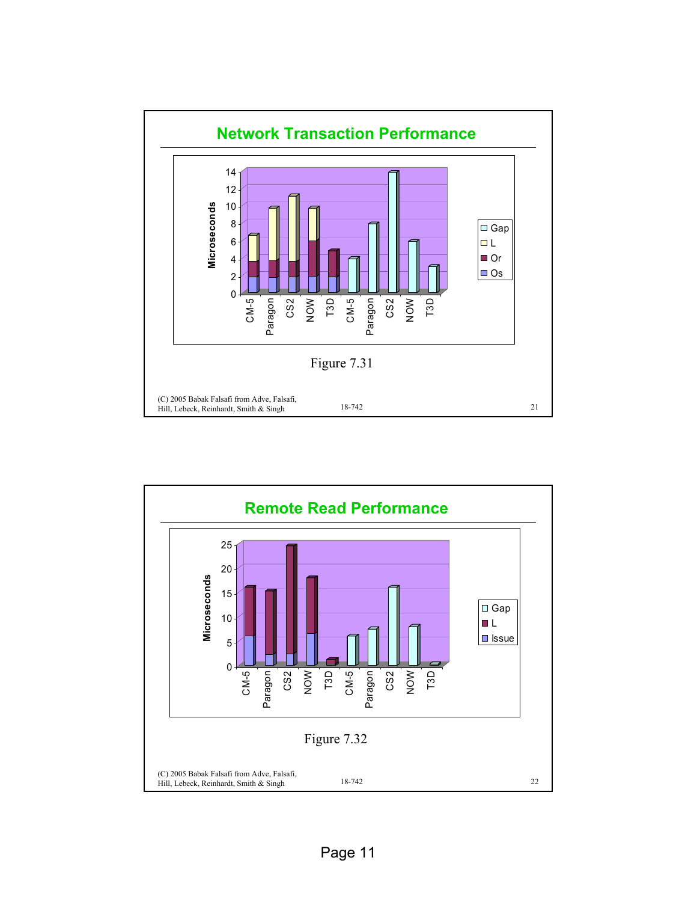## Network Transaction Performance

Figure 7.31

## Remote Read Performance

Figure 7.32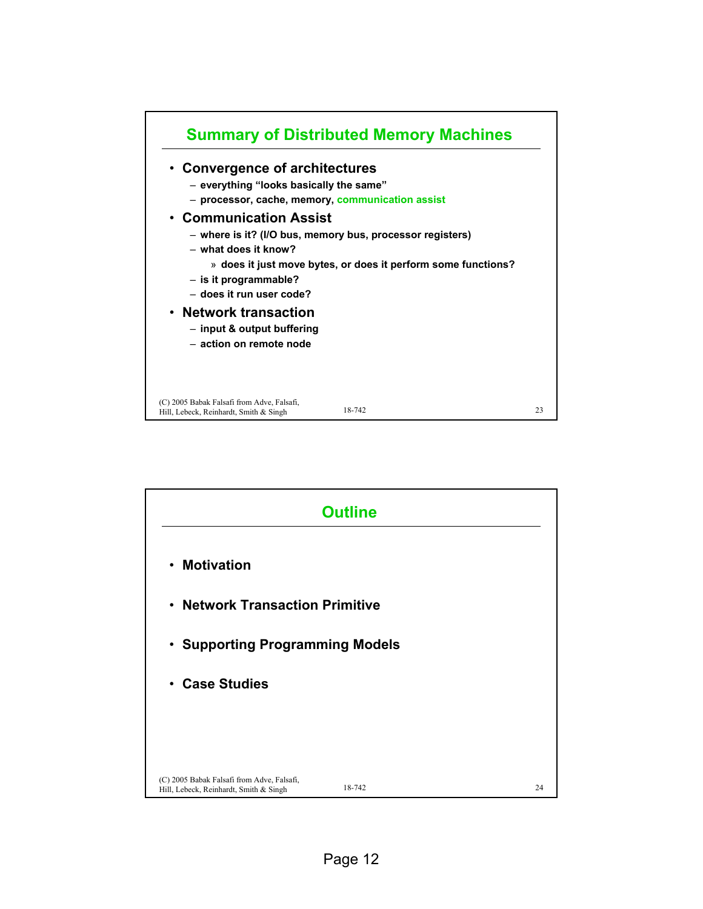## Summary of Distributed Memory Machines

- **Convergence of architectures**
  - everything "looks basically the same"
  - processor, cache, memory, communication assist
- **Communication Assist**
  - where is it? (I/O bus, memory bus, processor registers)
  - what does it know?
    - » does it just move bytes, or does it perform some functions?
  - is it programmable?
  - does it run user code?
- **Network transaction**
  - input & output buffering
  - action on remote node

(C) 2005 Babak Falsafi from Adve, Falsafi, Hill, Lebeck, Reinhardt, Smith & Singh

## Outline

- **Motivation**
- **Network Transaction Primitive**
- **Supporting Programming Models**
- **Case Studies**

(C) 2005 Babak Falsafi from Adve, Falsafi, Hill, Lebeck, Reinhardt, Smith & Singh